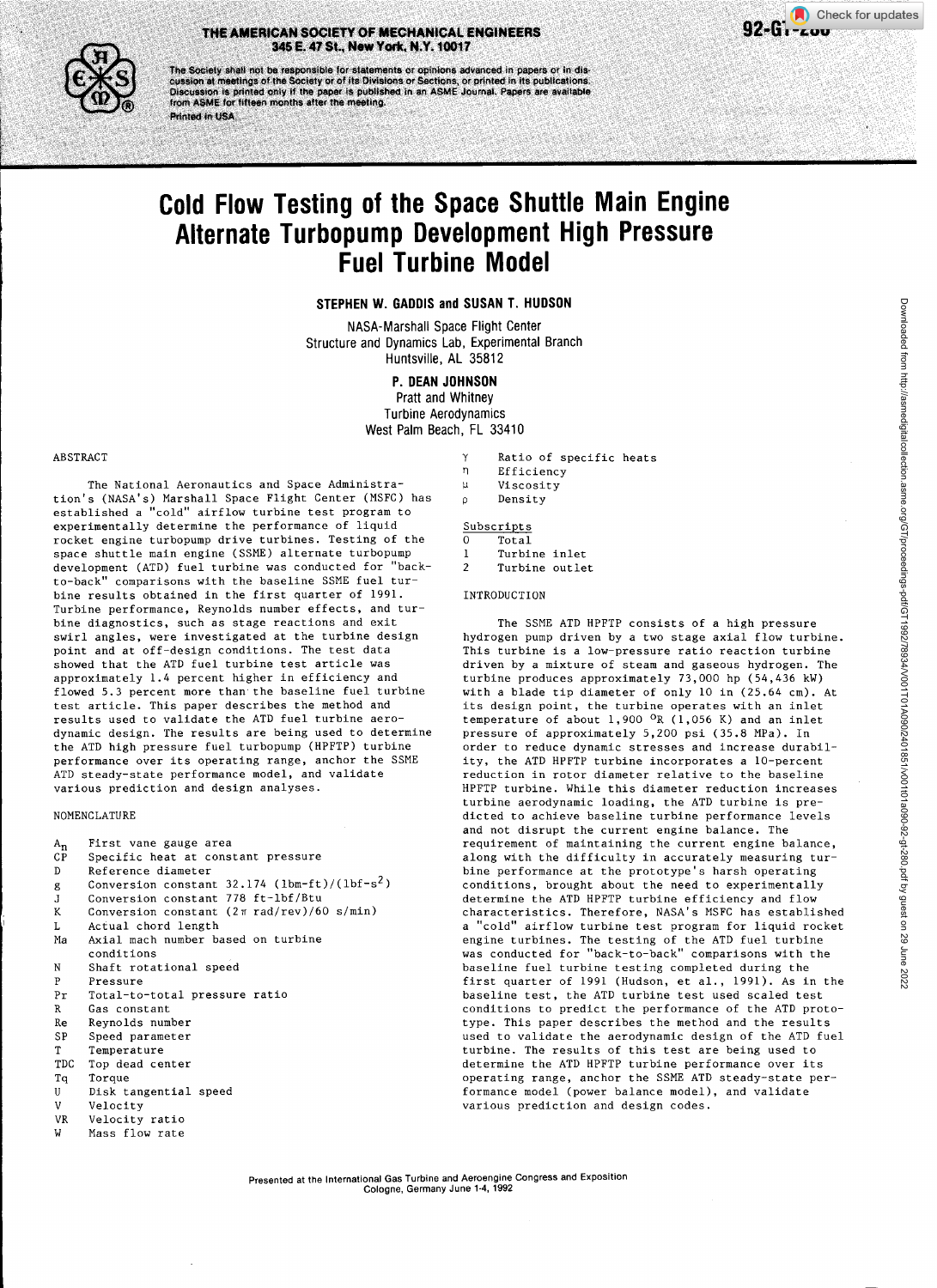THE AMERICAN SOCIETY OF MECHANICAL ENGINEERS
345 E. 47 St., New York, N.Y. 10017

The Society shall not be responsible for statements or opinions advanced in papers or in discussion at meetings of the Society or of its Divisions or Sections, or printed in its publications. Discussion is printed only if the paper is published in an ASME Journal. Papers are available from ASME for fifteen months after the meeting.

Printed in USA.

92-GT-280

# Cold Flow Testing of the Space Shuttle Main Engine Alternate Turbopump Development High Pressure Fuel Turbine Model

**STEPHEN W. GADDIS and SUSAN T. HUDSON**

NASA-Marshall Space Flight Center
Structure and Dynamics Lab, Experimental Branch
Huntsville, AL 35812

**P. DEAN JOHNSON**

Pratt and Whitney
Turbine Aerodynamics
West Palm Beach, FL 33410

## ABSTRACT

The National Aeronautics and Space Administration's (NASA's) Marshall Space Flight Center (MSFC) has established a "cold" airflow turbine test program to experimentally determine the performance of liquid rocket engine turbopump drive turbines. Testing of the space shuttle main engine (SSME) alternate turbopump development (ATD) fuel turbine was conducted for "back-to-back" comparisons with the baseline SSME fuel turbine results obtained in the first quarter of 1991. Turbine performance, Reynolds number effects, and turbine diagnostics, such as stage reactions and exit swirl angles, were investigated at the turbine design point and at off-design conditions. The test data showed that the ATD fuel turbine test article was approximately 1.4 percent higher in efficiency and flowed 5.3 percent more than the baseline fuel turbine test article. This paper describes the method and results used to validate the ATD fuel turbine aerodynamic design. The results are being used to determine the HPFTP turbine performance over its operating range, anchor the SSME ATD steady-state performance model, and validate various prediction and design analyses.

## NOMENCLATURE

- $A_n$ First vane gauge area
- CP Specific heat at constant pressure
- D Reference diameter
- g Conversion constant 32.174 (lbm-ft)/(lbf-$s^2$)
- J Conversion constant 778 ft-lbf/Btu
- K Conversion constant ($2\pi$ rad/rev)/60 s/min)
- L Actual chord length
- Ma Axial mach number based on turbine conditions
- N Shaft rotational speed
- P Pressure
- Pr Total-to-total pressure ratio
- R Gas constant
- Re Reynolds number
- SP Speed parameter
- T Temperature
- TDC Top dead center
- Tq Torque
- U Disk tangential speed
- V Velocity
- VR Velocity ratio
- W Mass flow rate
- $\gamma$ Ratio of specific heats
- $\eta$ Efficiency
- $\mu$ Viscosity
- $\rho$ Density

Subscripts

- 0 Total
- 1 Turbine inlet
- 2 Turbine outlet

## INTRODUCTION

The SSME ATD HPFTP consists of a high pressure hydrogen pump driven by a two stage axial flow turbine. This turbine is a low-pressure ratio reaction turbine driven by a mixture of steam and gaseous hydrogen. The turbine produces approximately 73,000 hp (54,436 kW) with a blade tip diameter of only 10 in (25.64 cm). At its design point, the turbine operates with an inlet temperature of about 1,900 °R (1,056 K) and an inlet pressure of approximately 5,200 psi (35.8 MPa). In order to reduce dynamic stresses and increase durability, the ATD HPFTP turbine incorporates a 10-percent reduction in rotor diameter relative to the baseline HPFTP turbine. While this diameter reduction increases turbine aerodynamic loading, the ATD turbine is predicted to achieve baseline turbine performance levels and not disrupt the current engine balance. The requirement of maintaining the current engine balance, along with the difficulty in accurately measuring turbine performance at the prototype's harsh operating conditions, brought about the need to experimentally determine the ATD HPFTP turbine efficiency and flow characteristics. Therefore, NASA's MSFC has established a "cold" airflow turbine test program for liquid rocket engine turbines. The testing of the ATD fuel turbine was conducted for "back-to-back" comparisons with the baseline fuel turbine testing completed during the first quarter of 1991 (Hudson, et al., 1991). As in the baseline test, the ATD turbine test used scaled test conditions to predict the performance of the ATD prototype. This paper describes the method and the results used to validate the aerodynamic design of the ATD fuel turbine. The results of this test are being used to determine the ATD HPFTP turbine performance over its operating range, anchor the SSME ATD steady-state performance model (power balance model), and validate various prediction and design codes.

Presented at the International Gas Turbine and Aeroengine Congress and Exposition
Cologne, Germany June 1-4, 1992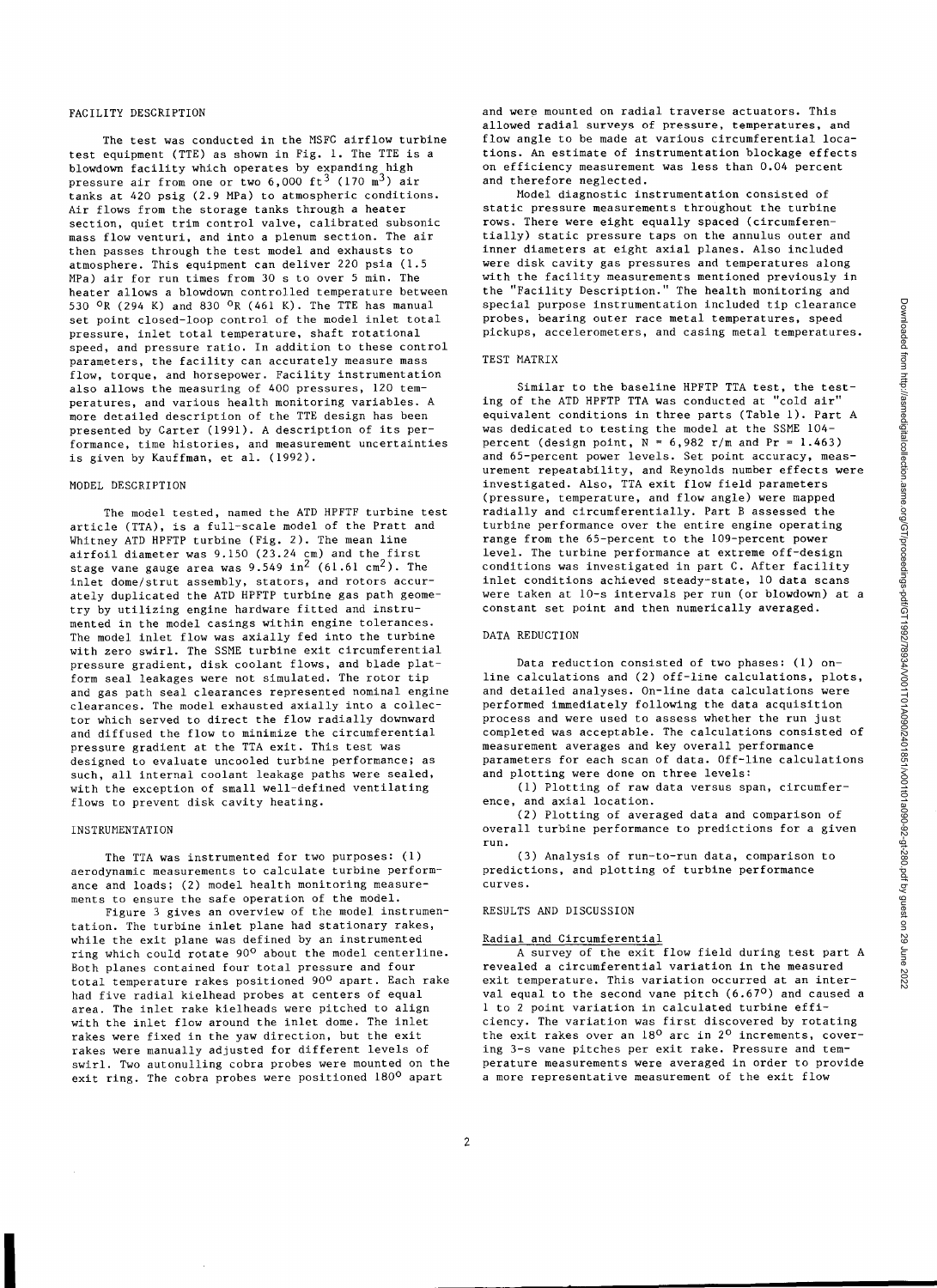## FACILITY DESCRIPTION

The test was conducted in the MSFC airflow turbine test equipment (TTE) as shown in Fig. 1. The TTE is a blowdown facility which operates by expanding high pressure air from one or two 6,000 ft$^3$ (170 m$^3$) air tanks at 420 psig (2.9 MPa) to atmospheric conditions. Air flows from the storage tanks through a heater section, quiet trim control valve, calibrated subsonic mass flow venturi, and into a plenum section. The air then passes through the test model and exhausts to atmosphere. This equipment can deliver 220 psia (1.5 MPa) air for run times from 30 s to over 5 min. The heater allows a blowdown controlled temperature between 530 °R (294 K) and 830 °R (461 K). The TTE has manual set point closed-loop control of the model inlet total pressure, inlet total temperature, shaft rotational speed, and pressure ratio. In addition to these control parameters, the facility can accurately measure mass flow, torque, and horsepower. Facility instrumentation also allows the measuring of 400 pressures, 120 temperatures, and various health monitoring variables. A more detailed description of the TTE design has been presented by Carter (1991). A description of its performance, time histories, and measurement uncertainties is given by Kauffman, et al. (1992).

## MODEL DESCRIPTION

The model tested, named the ATD HPFTP turbine test article (TTA), is a full-scale model of the Pratt and Whitney ATD HPFTP turbine (Fig. 2). The mean line airfoil diameter was 9.150 (23.24 cm) and the first stage vane gauge area was 9.549 in$^2$ (61.61 cm$^2$). The inlet dome/strut assembly, stators, and rotors accurately duplicated the ATD HPFTP turbine gas path geometry by utilizing engine hardware fitted and instrumented in the model casings within engine tolerances. The model inlet flow was axially fed into the turbine with zero swirl. The SSME turbine exit circumferential pressure gradient, disk coolant flows, and blade platform seal leakages were not simulated. The rotor tip and gas path seal clearances represented nominal engine clearances. The model exhausted axially into a collector which served to direct the flow radially downward and diffused the flow to minimize the circumferential pressure gradient at the TTA exit. This test was designed to evaluate uncooled turbine performance; as such, all internal coolant leakage paths were sealed, with the exception of small well-defined ventilating flows to prevent disk cavity heating.

## INSTRUMENTATION

The TTA was instrumented for two purposes: (1) aerodynamic measurements to calculate turbine performance and loads; (2) model health monitoring measurements to ensure the safe operation of the model.

Figure 3 gives an overview of the model instrumentation. The turbine inlet plane had stationary rakes, while the exit plane was defined by an instrumented ring which could rotate 90° about the model centerline. Both planes contained four total pressure and four total temperature rakes positioned 90° apart. Each rake had five radial kielhead probes at centers of equal area. The inlet rake kielheads were pitched to align with the inlet flow around the inlet dome. The inlet rakes were fixed in the yaw direction, but the exit rakes were manually adjusted for different levels of swirl. Two autonulling cobra probes were mounted on the exit ring. The cobra probes were positioned 180° apart and were mounted on radial traverse actuators. This allowed radial surveys of pressure, temperatures, and flow angle to be made at various circumferential locations. An estimate of instrumentation blockage effects on efficiency measurement was less than 0.04 percent and therefore neglected.

Model diagnostic instrumentation consisted of static pressure measurements throughout the turbine rows. There were eight equally spaced (circumferentially) static pressure taps on the annulus outer and inner diameters at eight axial planes. Also included were disk cavity gas pressures and temperatures along with the facility measurements mentioned previously in the "Facility Description." The health monitoring and special purpose instrumentation included tip clearance probes, bearing outer race metal temperatures, speed pickups, accelerometers, and casing metal temperatures.

## TEST MATRIX

Similar to the baseline HPFTP TTA test, the testing of the ATD HPFTP TTA was conducted at "cold air" equivalent conditions in three parts (Table 1). Part A was dedicated to testing the model at the SSME 104-percent (design point, N = 6,982 r/m and Pr = 1.463) and 65-percent power levels. Set point accuracy, measurement repeatability, and Reynolds number effects were investigated. Also, TTA exit flow field parameters (pressure, temperature, and flow angle) were mapped radially and circumferentially. Part B assessed the turbine performance over the entire engine operating range from the 65-percent to the 109-percent power level. The turbine performance at extreme off-design conditions was investigated in part C. After facility inlet conditions achieved steady-state, 10 data scans were taken at 10-s intervals per run (or blowdown) at a constant set point and then numerically averaged.

## DATA REDUCTION

Data reduction consisted of two phases: (1) on-line calculations and (2) off-line calculations, plots, and detailed analyses. On-line data calculations were performed immediately following the data acquisition process and were used to assess whether the run just completed was acceptable. The calculations consisted of measurement averages and key overall performance parameters for each scan of data. Off-line calculations and plotting were done on three levels:

(1) Plotting of raw data versus span, circumference, and axial location.

(2) Plotting of averaged data and comparison of overall turbine performance to predictions for a given run.

(3) Analysis of run-to-run data, comparison to predictions, and plotting of turbine performance curves.

## RESULTS AND DISCUSSION

### Radial and Circumferential

A survey of the exit flow field during test part A revealed a circumferential variation in the measured exit temperature. This variation occurred at an interval equal to the second vane pitch (6.67°) and caused a 1 to 2 point variation in calculated turbine efficiency. The variation was first discovered by rotating the exit rakes over an 18° arc in 2° increments, covering 3-s vane pitches per exit rake. Pressure and temperature measurements were averaged in order to provide a more representative measurement of the exit flow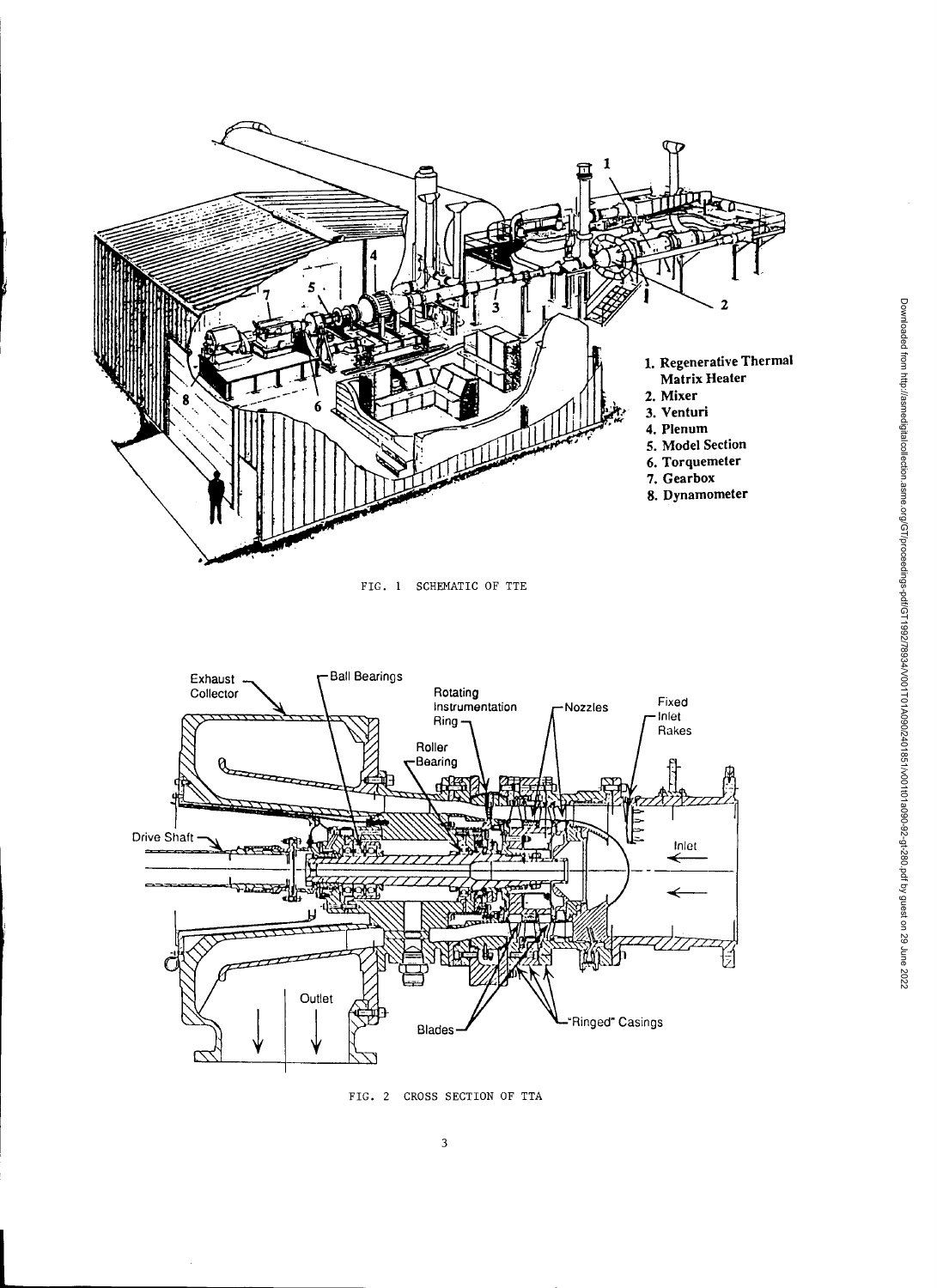1. Regenerative Thermal Matrix Heater
2. Mixer
3. Venturi
4. Plenum
5. Model Section
6. Torquemeter
7. Gearbox
8. Dynamometer

FIG. 1 SCHEMATIC OF TTE

Exhaust Collector — Ball Bearings — Rotating Instrumentation Ring — Nozzles — Fixed Inlet Rakes — Roller Bearing — Drive Shaft — Inlet — Outlet — Blades — "Ringed" Casings

FIG. 2 CROSS SECTION OF TTA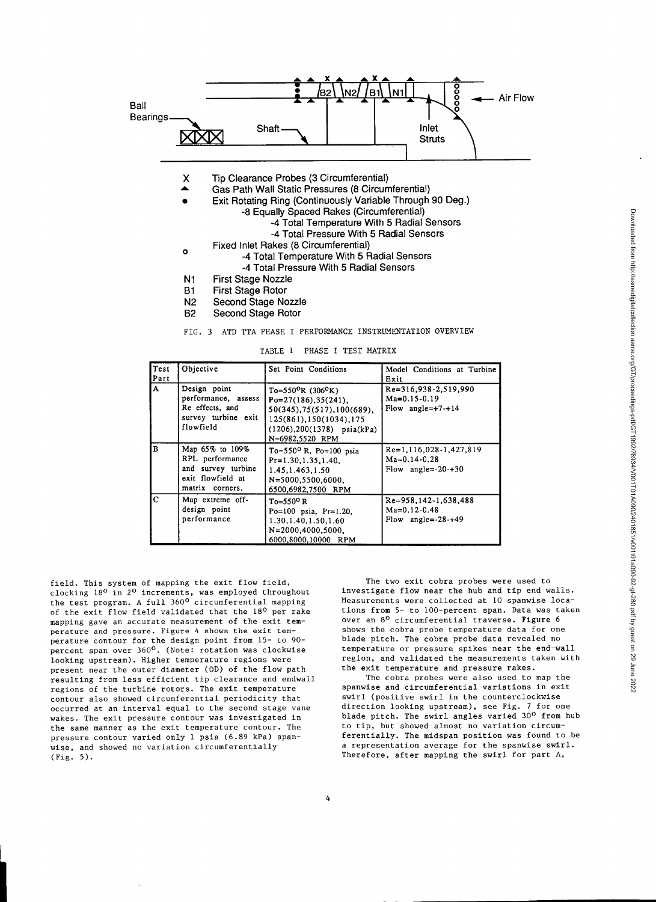Ball Bearings — Shaft — B2 N2 B1 N1 — Inlet Struts — Air Flow

X Tip Clearance Probes (3 Circumferential)

▲ Gas Path Wall Static Pressures (8 Circumferential)

● Exit Rotating Ring (Continuously Variable Through 90 Deg.)
- 8 Equally Spaced Rakes (Circumferential)
  - 4 Total Temperature With 5 Radial Sensors
  - 4 Total Pressure With 5 Radial Sensors

o Fixed Inlet Rakes (8 Circumferential)
- 4 Total Temperature With 5 Radial Sensors
- 4 Total Pressure With 5 Radial Sensors

N1 First Stage Nozzle

B1 First Stage Rotor

N2 Second Stage Nozzle

B2 Second Stage Rotor

FIG. 3 ATD TTA PHASE I PERFORMANCE INSTRUMENTATION OVERVIEW

TABLE 1 PHASE I TEST MATRIX

| Test Part | Objective | Set Point Conditions | Model Conditions at Turbine Exit |
|---|---|---|---|
| A | Design point performance, assess Re effects, and survey turbine exit flowfield | To=550°R (306°K) Po=27(186),35(241), 50(345),75(517),100(689), 125(861),150(1034),175 (1206),200(1378) psia(kPa) N=6982,5520 RPM | Re=316,938-2,519,990 Ma=0.15-0.19 Flow angle=+7-+14 |
| B | Map 65% to 109% RPL performance and survey turbine exit flowfield at matrix corners. | To=550° R, Po=100 psia Pr=1.30,1.35,1.40, 1.45,1.463,1.50 N=5000,5500,6000, 6500,6982,7500 RPM | Re=1,116,028-1,427,819 Ma=0.14-0.28 Flow angle=-20-+30 |
| C | Map extreme off-design point performance | To=550° R Po=100 psia, Pr=1.20, 1.30,1.40,1.50,1.60 N=2000,4000,5000, 6000,8000,10000 RPM | Re=958,142-1,638,488 Ma=0.12-0.48 Flow angle=-28-+49 |

field. This system of mapping the exit flow field, clocking 18° in 2° increments, was employed throughout the test program. A full 360° circumferential mapping of the exit flow field validated that the 18° per rake mapping gave an accurate measurement of the exit temperature and pressure. Figure 4 shows the exit temperature contour for the design point from 15- to 90-percent span over 360°. (Note: rotation was clockwise looking upstream). Higher temperature regions were present near the outer diameter (OD) of the flow path resulting from less efficient tip clearance and endwall regions of the turbine rotors. The exit temperature contour also showed circumferential periodicity that occurred at an interval equal to the second stage vane wakes. The exit pressure contour was investigated in the same manner as the exit temperature contour. The pressure contour varied only 1 psia (6.89 kPa) spanwise, and showed no variation circumferentially (Fig. 5).

The two exit cobra probes were used to investigate flow near the hub and tip end walls. Measurements were collected at 10 spanwise locations from 5- to 100-percent span. Data was taken over an 8° circumferential traverse. Figure 6 shows the cobra probe temperature data for one blade pitch. The cobra probe data revealed no temperature or pressure spikes near the end-wall region, and validated the measurements taken with the exit temperature and pressure rakes.

The cobra probes were also used to map the spanwise and circumferential variations in exit swirl (positive swirl in the counterclockwise direction looking upstream), see Fig. 7 for one blade pitch. The swirl angles varied 30° from hub to tip, but showed almost no variation circumferentially. The midspan position was found to be a representation average for the spanwise swirl. Therefore, after mapping the swirl for part A,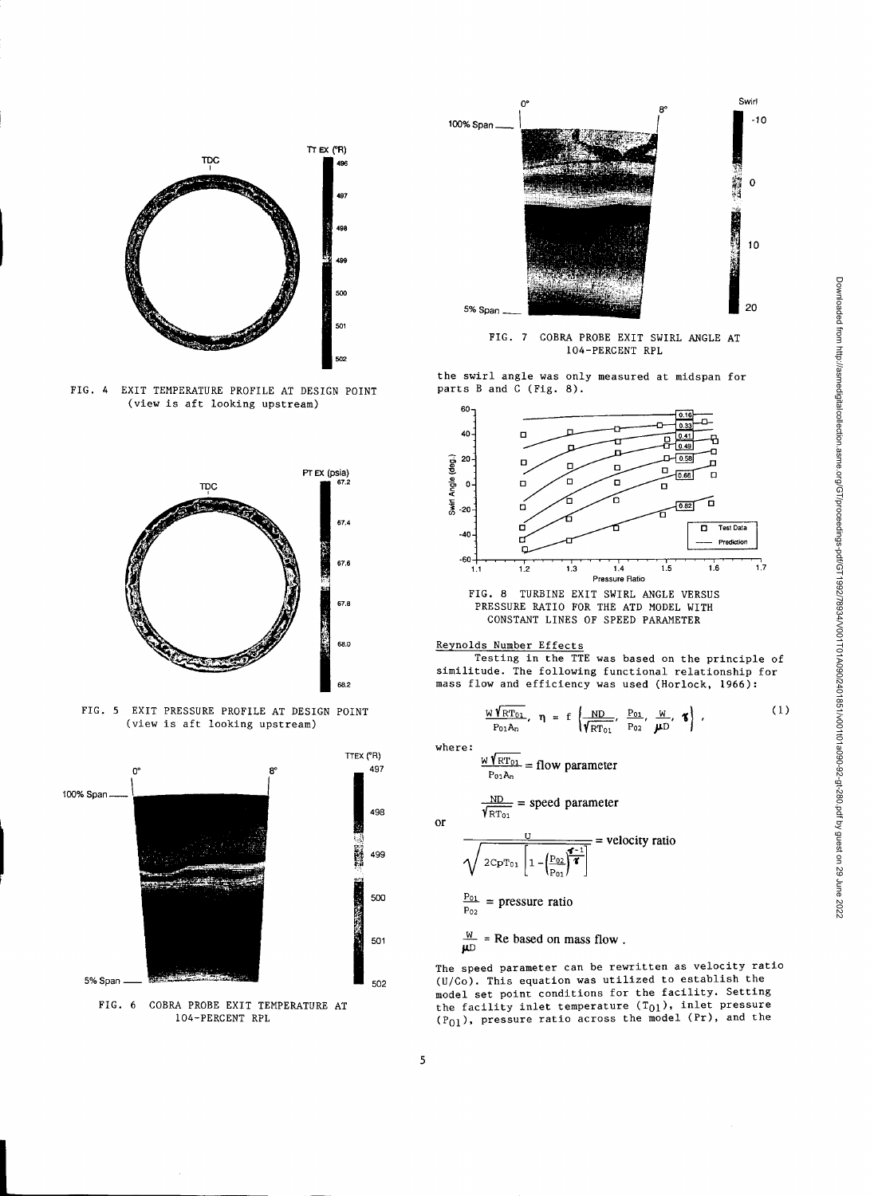FIG. 4 EXIT TEMPERATURE PROFILE AT DESIGN POINT (view is aft looking upstream)

FIG. 5 EXIT PRESSURE PROFILE AT DESIGN POINT (view is aft looking upstream)

FIG. 6 COBRA PROBE EXIT TEMPERATURE AT 104-PERCENT RPL

FIG. 7 COBRA PROBE EXIT SWIRL ANGLE AT 104-PERCENT RPL

the swirl angle was only measured at midspan for parts B and C (Fig. 8).

FIG. 8 TURBINE EXIT SWIRL ANGLE VERSUS PRESSURE RATIO FOR THE ATD MODEL WITH CONSTANT LINES OF SPEED PARAMETER

## Reynolds Number Effects

Testing in the TTE was based on the principle of similitude. The following functional relationship for mass flow and efficiency was used (Horlock, 1966):

$$\frac{W\sqrt{RT_{01}}}{P_{01}A_n},\ \eta = f\left(\frac{ND}{\sqrt{RT_{01}}},\ \frac{P_{01}}{P_{02}},\ \frac{W}{\mu D},\ \gamma\right), \tag{1}$$

where:

$$\frac{W\sqrt{RT_{01}}}{P_{01}A_n} = \text{flow parameter}$$

$$\frac{ND}{\sqrt{RT_{01}}} = \text{speed parameter}$$

or

$$\frac{U}{\sqrt{2C_pT_{01}\left[1-\left(\frac{P_{02}}{P_{01}}\right)^{\frac{\gamma-1}{\gamma}}\right]}} = \text{velocity ratio}$$

$$\frac{P_{01}}{P_{02}} = \text{pressure ratio}$$

$$\frac{W}{\mu D} = \text{Re based on mass flow .}$$

The speed parameter can be rewritten as velocity ratio ($U/C_o$). This equation was utilized to establish the model set point conditions for the facility. Setting the facility inlet temperature ($T_{01}$), inlet pressure ($P_{01}$), pressure ratio across the model (Pr), and the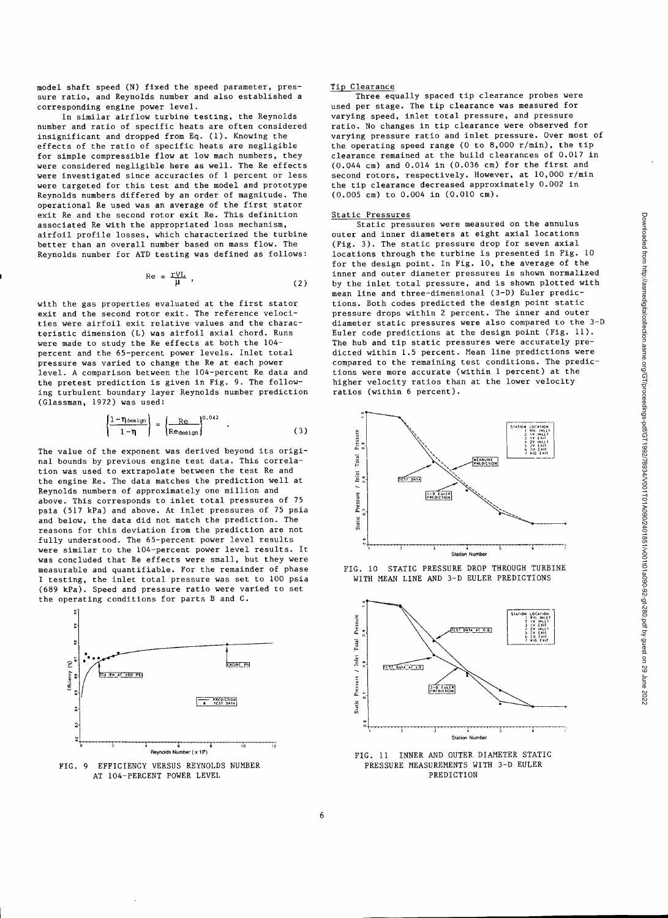model shaft speed (N) fixed the speed parameter, pressure ratio, and Reynolds number and also established a corresponding engine power level.

In similar airflow turbine testing, the Reynolds number and ratio of specific heats are often considered insignificant and dropped from Eq. (1). Knowing the effects of the ratio of specific heats are negligible for simple compressible flow at low mach numbers, they were considered negligible here as well. The Re effects were investigated since accuracies of 1 percent or less were targeted for this test and the model and prototype Reynolds numbers differed by an order of magnitude. The operational Re used was an average of the first stator exit Re and the second rotor exit Re. This definition associated Re with the appropriated loss mechanism, airfoil profile losses, which characterized the turbine better than an overall number based on mass flow. The Reynolds number for ATD testing was defined as follows:

$$\mathrm{Re} = \frac{rVL}{\mu}, \tag{2}$$

with the gas properties evaluated at the first stator exit and the second rotor exit. The reference velocities were airfoil exit relative values and the characteristic dimension (L) was airfoil axial chord. Runs were made to study the Re effects at both the 104-percent and the 65-percent power levels. Inlet total pressure was varied to change the Re at each power level. A comparison between the 104-percent Re data and the pretest prediction is given in Fig. 9. The following turbulent boundary layer Reynolds number prediction (Glassman, 1972) was used:

$$\left(\frac{1-\eta_{\text{design}}}{1-\eta}\right) = \left(\frac{\mathrm{Re}}{\mathrm{Re}_{\text{design}}}\right)^{0.042}. \tag{3}$$

The value of the exponent was derived beyond its original bounds by previous engine test data. This correlation was used to extrapolate between the test Re and the engine Re. The data matches the prediction well at Reynolds numbers of approximately one million and above. This corresponds to inlet total pressures of 75 psia (517 kPa) and above. At inlet pressures of 75 psia and below, the data did not match the prediction. The reasons for this deviation from the prediction are not fully understood. The 65-percent power level results were similar to the 104-percent power level results. It was concluded that Re effects were small, but they were measurable and quantifiable. For the remainder of phase I testing, the inlet total pressure was set to 100 psia (689 kPa). Speed and pressure ratio were varied to set the operating conditions for parts B and C.

FIG. 9 EFFICIENCY VERSUS REYNOLDS NUMBER AT 104-PERCENT POWER LEVEL

## Tip Clearance

Three equally spaced tip clearance probes were used per stage. The tip clearance was measured for varying speed, inlet total pressure, and pressure ratio. No changes in tip clearance were observed for varying pressure ratio and inlet pressure. Over most of the operating speed range (0 to 8,000 r/min), the tip clearance remained at the build clearances of 0.017 in (0.044 cm) and 0.014 in (0.036 cm) for the first and second rotors, respectively. However, at 10,000 r/min the tip clearance decreased approximately 0.002 in (0.005 cm) to 0.004 in (0.010 cm).

## Static Pressures

Static pressures were measured on the annulus outer and inner diameters at eight axial locations (Fig. 3). The static pressure drop for seven axial locations through the turbine is presented in Fig. 10 for the design point. In Fig. 10, the average of the inner and outer diameter pressures is shown normalized by the inlet total pressure, and is shown plotted with mean line and three-dimensional (3-D) Euler predictions. Both codes predicted the design point static pressure drops within 2 percent. The inner and outer diameter static pressures were also compared to the 3-D Euler code predictions at the design point (Fig. 11). The hub and tip static pressures were accurately predicted within 1.5 percent. Mean line predictions were compared to the remaining test conditions. The predictions were more accurate (within 1 percent) at the higher velocity ratios than at the lower velocity ratios (within 6 percent).

FIG. 10 STATIC PRESSURE DROP THROUGH TURBINE WITH MEAN LINE AND 3-D EULER PREDICTIONS

FIG. 11 INNER AND OUTER DIAMETER STATIC PRESSURE MEASUREMENTS WITH 3-D EULER PREDICTION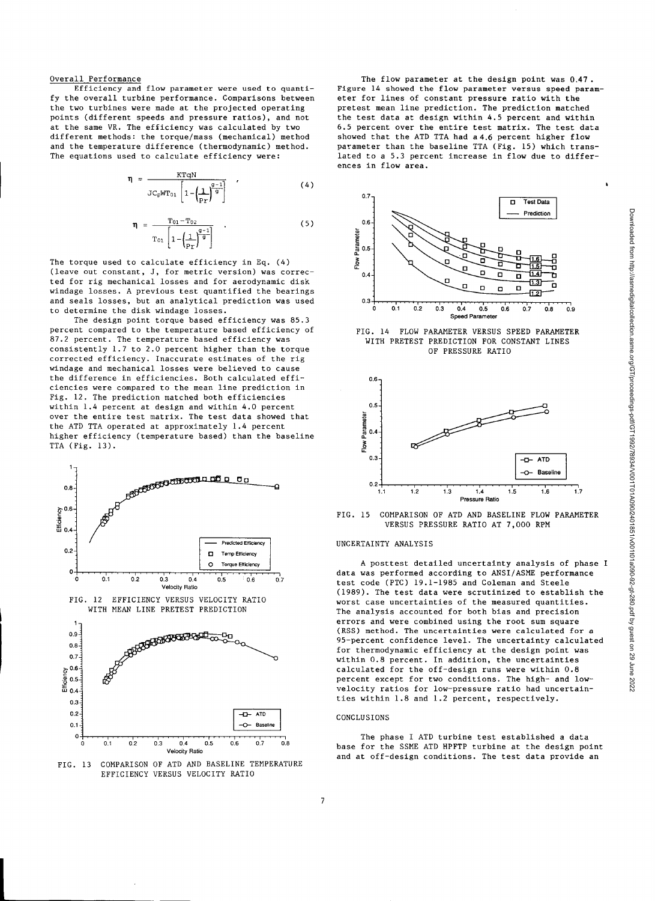### Overall Performance

Efficiency and flow parameter were used to quantify the overall turbine performance. Comparisons between the two turbines were made at the projected operating points (different speeds and pressure ratios), and not at the same VR. The efficiency was calculated by two different methods: the torque/mass (mechanical) method and the temperature difference (thermodynamic) method. The equations used to calculate efficiency were:

$$\eta = \frac{KTqN}{JC_pWT_{01}\left[1-\left(\frac{1}{Pr}\right)^{\frac{g-1}{g}}\right]} \quad , \tag{4}$$

$$\eta = \frac{T_{01}-T_{02}}{T_{01}\left[1-\left(\frac{1}{Pr}\right)^{\frac{g-1}{g}}\right]} \quad . \tag{5}$$

The torque used to calculate efficiency in Eq. (4) (leave out constant, J, for metric version) was corrected for rig mechanical losses and for aerodynamic disk windage losses. A previous test quantified the bearings and seals losses, but an analytical prediction was used to determine the disk windage losses.

The design point torque based efficiency was 85.3 percent compared to the temperature based efficiency of 87.2 percent. The temperature based efficiency was consistently 1.7 to 2.0 percent higher than the torque corrected efficiency. Inaccurate estimates of the rig windage and mechanical losses were believed to cause the difference in efficiencies. Both calculated efficiencies were compared to the mean line prediction in Fig. 12. The prediction matched both efficiencies within 1.4 percent at design and within 4.0 percent over the entire test matrix. The test data showed that the ATD TTA operated at approximately 1.4 percent higher efficiency (temperature based) than the baseline TTA (Fig. 13).

FIG. 12 EFFICIENCY VERSUS VELOCITY RATIO WITH MEAN LINE PRETEST PREDICTION

FIG. 13 COMPARISON OF ATD AND BASELINE TEMPERATURE EFFICIENCY VERSUS VELOCITY RATIO

The flow parameter at the design point was 0.47. Figure 14 showed the flow parameter versus speed parameter for lines of constant pressure ratio with the pretest mean line prediction. The prediction matched the test data at design within 4.5 percent and within 6.5 percent over the entire test matrix. The test data showed that the ATD TTA had a 4.6 percent higher flow parameter than the baseline TTA (Fig. 15) which translated to a 5.3 percent increase in flow due to differences in flow area.

FIG. 14 FLOW PARAMETER VERSUS SPEED PARAMETER WITH PRETEST PREDICTION FOR CONSTANT LINES OF PRESSURE RATIO

FIG. 15 COMPARISON OF ATD AND BASELINE FLOW PARAMETER VERSUS PRESSURE RATIO AT 7,000 RPM

## UNCERTAINTY ANALYSIS

A posttest detailed uncertainty analysis of phase I data was performed according to ANSI/ASME performance test code (PTC) 19.1-1985 and Coleman and Steele (1989). The test data were scrutinized to establish the worst case uncertainties of the measured quantities. The analysis accounted for both bias and precision errors and were combined using the root sum square (RSS) method. The uncertainties were calculated for a 95-percent confidence level. The uncertainty calculated for thermodynamic efficiency at the design point was within 0.8 percent. In addition, the uncertainties calculated for the off-design runs were within 0.8 percent except for two conditions. The high- and low-velocity ratios for low-pressure ratio had uncertainties within 1.8 and 1.2 percent, respectively.

## CONCLUSIONS

The phase I ATD turbine test established a data base for the SSME ATD HPFTP turbine at the design point and at off-design conditions. The test data provide an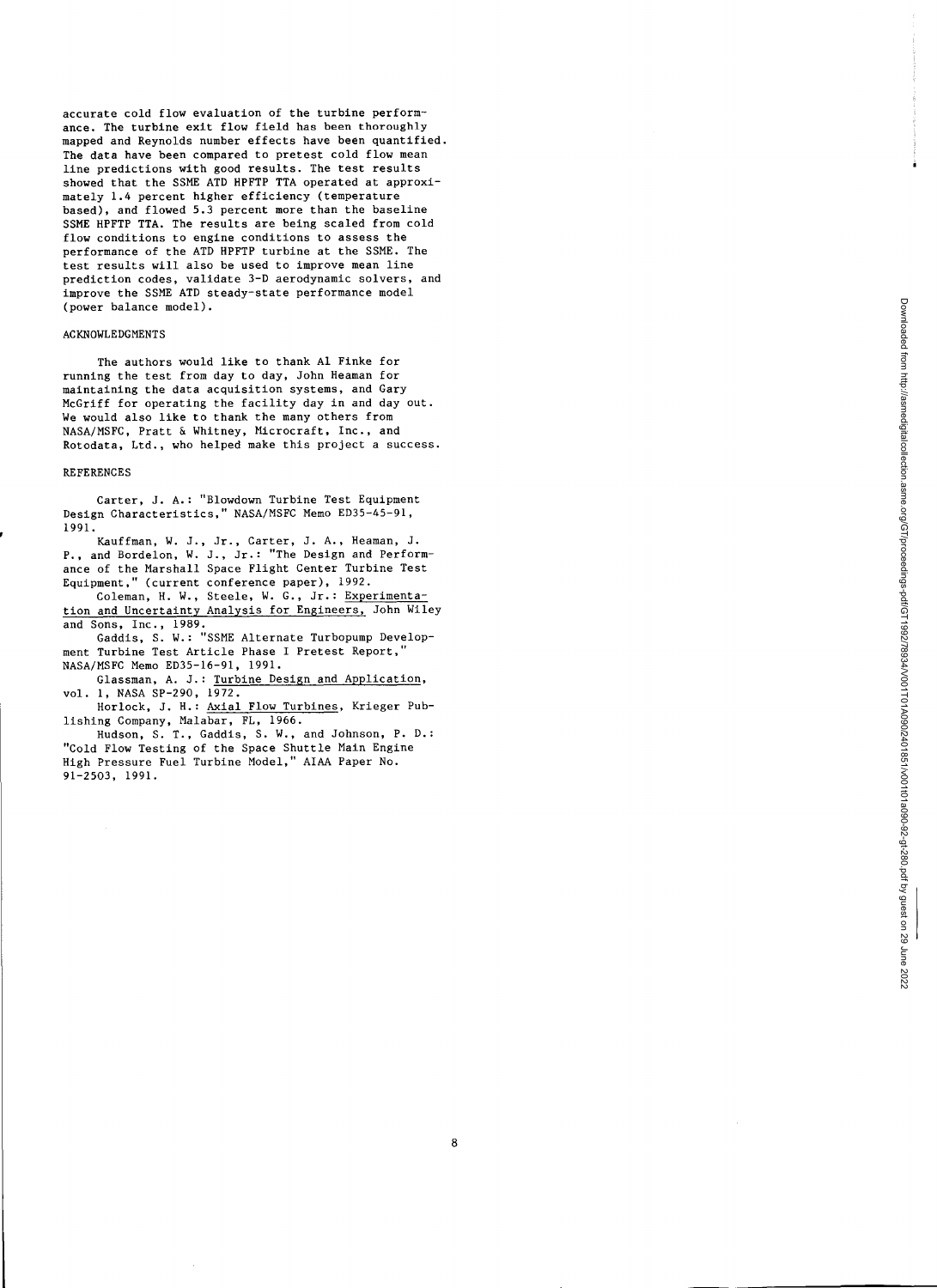accurate cold flow evaluation of the turbine performance. The turbine exit flow field has been thoroughly mapped and Reynolds number effects have been quantified. The data have been compared to pretest cold flow mean line predictions with good results. The test results showed that the SSME ATD HPFTP TTA operated at approximately 1.4 percent higher efficiency (temperature based), and flowed 5.3 percent more than the baseline SSME HPFTP TTA. The results are being scaled from cold flow conditions to engine conditions to assess the performance of the ATD HPFTP turbine at the SSME. The test results will also be used to improve mean line prediction codes, validate 3-D aerodynamic solvers, and improve the SSME ATD steady-state performance model (power balance model).

## ACKNOWLEDGMENTS

The authors would like to thank Al Finke for running the test from day to day, John Heaman for maintaining the data acquisition systems, and Gary McGriff for operating the facility day in and day out. We would also like to thank the many others from NASA/MSFC, Pratt & Whitney, Microcraft, Inc., and Rotodata, Ltd., who helped make this project a success.

## REFERENCES

Carter, J. A.: "Blowdown Turbine Test Equipment Design Characteristics," NASA/MSFC Memo ED35-45-91, 1991.

Kauffman, W. J., Jr., Carter, J. A., Heaman, J. P., and Bordelon, W. J., Jr.: "The Design and Performance of the Marshall Space Flight Center Turbine Test Equipment," (current conference paper), 1992.

Coleman, H. W., Steele, W. G., Jr.: Experimentation and Uncertainty Analysis for Engineers, John Wiley and Sons, Inc., 1989.

Gaddis, S. W.: "SSME Alternate Turbopump Development Turbine Test Article Phase I Pretest Report," NASA/MSFC Memo ED35-16-91, 1991.

Glassman, A. J.: Turbine Design and Application, vol. 1, NASA SP-290, 1972.

Horlock, J. H.: Axial Flow Turbines, Krieger Publishing Company, Malabar, FL, 1966.

Hudson, S. T., Gaddis, S. W., and Johnson, P. D.: "Cold Flow Testing of the Space Shuttle Main Engine High Pressure Fuel Turbine Model," AIAA Paper No. 91-2503, 1991.